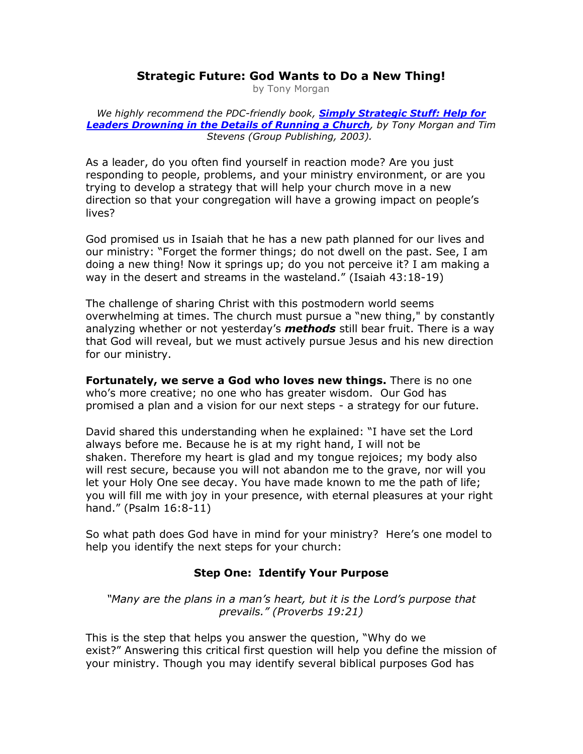# Strategic Future: God Wants to Do a New Thing!

by Tony Morgan

*We highly recommend the PDC-friendly book, **Simply Strategic Stuff: Help for Leaders Drowning in the Details of Running a Church**, by Tony Morgan and Tim Stevens (Group Publishing, 2003).*

As a leader, do you often find yourself in reaction mode? Are you just responding to people, problems, and your ministry environment, or are you trying to develop a strategy that will help your church move in a new direction so that your congregation will have a growing impact on people's lives?

God promised us in Isaiah that he has a new path planned for our lives and our ministry: "Forget the former things; do not dwell on the past. See, I am doing a new thing! Now it springs up; do you not perceive it? I am making a way in the desert and streams in the wasteland." (Isaiah 43:18-19)

The challenge of sharing Christ with this postmodern world seems overwhelming at times. The church must pursue a "new thing," by constantly analyzing whether or not yesterday's ***methods*** still bear fruit. There is a way that God will reveal, but we must actively pursue Jesus and his new direction for our ministry.

**Fortunately, we serve a God who loves new things.** There is no one who's more creative; no one who has greater wisdom. Our God has promised a plan and a vision for our next steps - a strategy for our future.

David shared this understanding when he explained: "I have set the Lord always before me. Because he is at my right hand, I will not be shaken. Therefore my heart is glad and my tongue rejoices; my body also will rest secure, because you will not abandon me to the grave, nor will you let your Holy One see decay. You have made known to me the path of life; you will fill me with joy in your presence, with eternal pleasures at your right hand." (Psalm 16:8-11)

So what path does God have in mind for your ministry? Here's one model to help you identify the next steps for your church:

## Step One: Identify Your Purpose

*"Many are the plans in a man's heart, but it is the Lord's purpose that prevails." (Proverbs 19:21)*

This is the step that helps you answer the question, "Why do we exist?" Answering this critical first question will help you define the mission of your ministry. Though you may identify several biblical purposes God has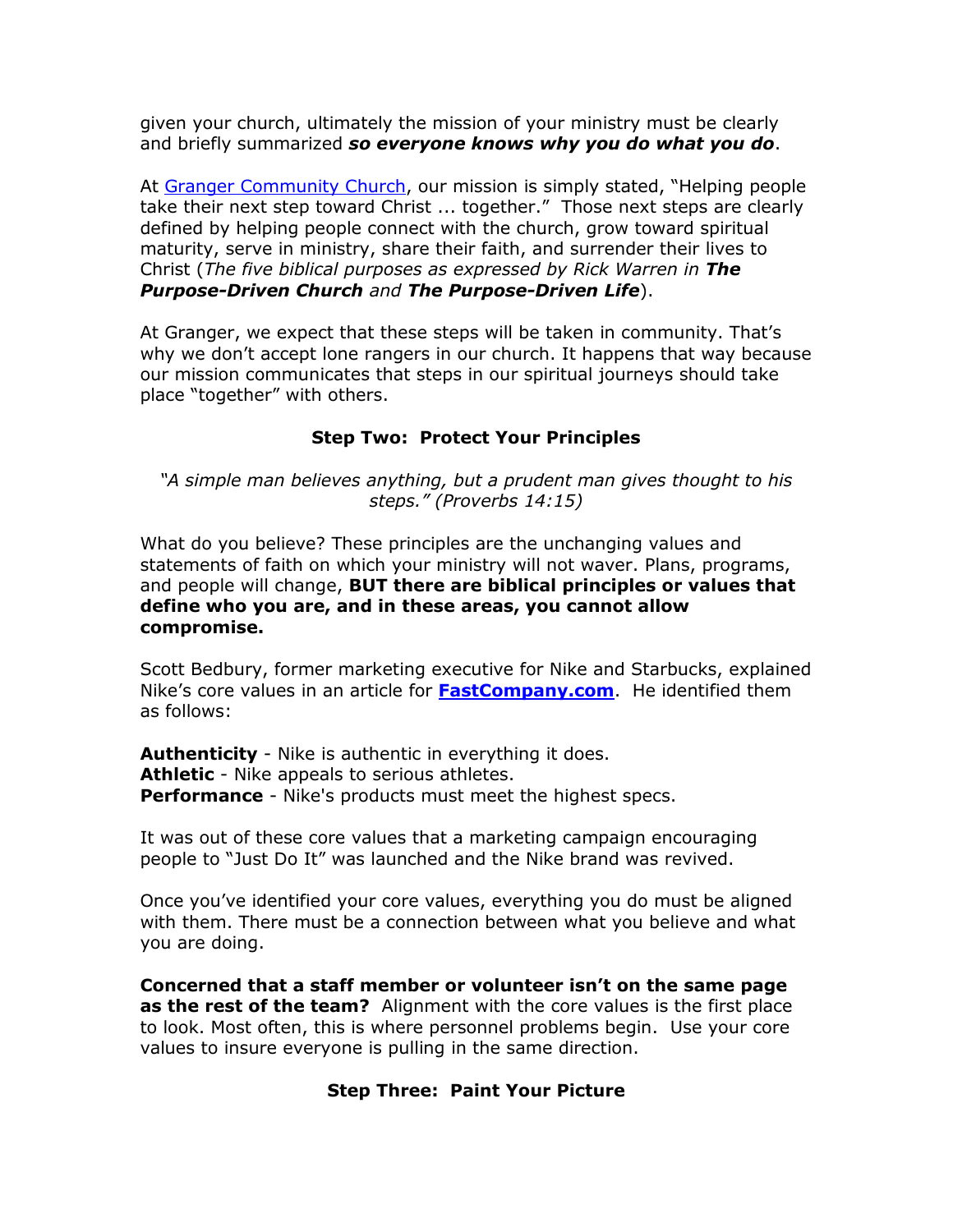given your church, ultimately the mission of your ministry must be clearly and briefly summarized ***so everyone knows why you do what you do***.

At [Granger Community Church](), our mission is simply stated, "Helping people take their next step toward Christ ... together." Those next steps are clearly defined by helping people connect with the church, grow toward spiritual maturity, serve in ministry, share their faith, and surrender their lives to Christ (*The five biblical purposes as expressed by Rick Warren in **The Purpose-Driven Church** and **The Purpose-Driven Life***).

At Granger, we expect that these steps will be taken in community. That's why we don't accept lone rangers in our church. It happens that way because our mission communicates that steps in our spiritual journeys should take place "together" with others.

### Step Two: Protect Your Principles

*"A simple man believes anything, but a prudent man gives thought to his steps." (Proverbs 14:15)*

What do you believe? These principles are the unchanging values and statements of faith on which your ministry will not waver. Plans, programs, and people will change, **BUT there are biblical principles or values that define who you are, and in these areas, you cannot allow compromise.**

Scott Bedbury, former marketing executive for Nike and Starbucks, explained Nike's core values in an article for [**FastCompany.com**](). He identified them as follows:

**Authenticity** - Nike is authentic in everything it does.
**Athletic** - Nike appeals to serious athletes.
**Performance** - Nike's products must meet the highest specs.

It was out of these core values that a marketing campaign encouraging people to "Just Do It" was launched and the Nike brand was revived.

Once you've identified your core values, everything you do must be aligned with them. There must be a connection between what you believe and what you are doing.

**Concerned that a staff member or volunteer isn't on the same page as the rest of the team?** Alignment with the core values is the first place to look. Most often, this is where personnel problems begin. Use your core values to insure everyone is pulling in the same direction.

### Step Three: Paint Your Picture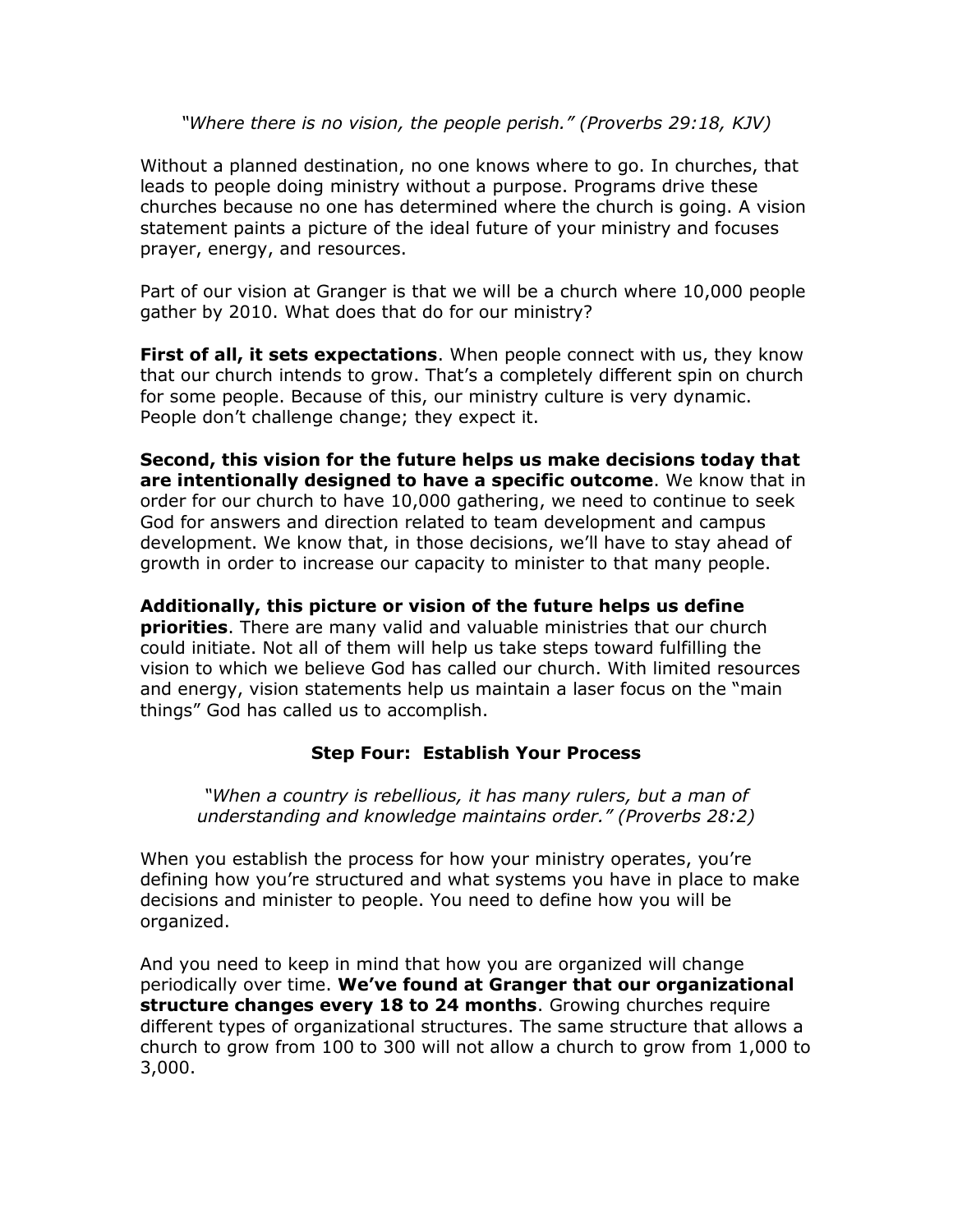*"Where there is no vision, the people perish." (Proverbs 29:18, KJV)*

Without a planned destination, no one knows where to go. In churches, that leads to people doing ministry without a purpose. Programs drive these churches because no one has determined where the church is going. A vision statement paints a picture of the ideal future of your ministry and focuses prayer, energy, and resources.

Part of our vision at Granger is that we will be a church where 10,000 people gather by 2010. What does that do for our ministry?

**First of all, it sets expectations**. When people connect with us, they know that our church intends to grow. That's a completely different spin on church for some people. Because of this, our ministry culture is very dynamic. People don't challenge change; they expect it.

**Second, this vision for the future helps us make decisions today that are intentionally designed to have a specific outcome**. We know that in order for our church to have 10,000 gathering, we need to continue to seek God for answers and direction related to team development and campus development. We know that, in those decisions, we'll have to stay ahead of growth in order to increase our capacity to minister to that many people.

**Additionally, this picture or vision of the future helps us define priorities**. There are many valid and valuable ministries that our church could initiate. Not all of them will help us take steps toward fulfilling the vision to which we believe God has called our church. With limited resources and energy, vision statements help us maintain a laser focus on the "main things" God has called us to accomplish.

## Step Four: Establish Your Process

*"When a country is rebellious, it has many rulers, but a man of understanding and knowledge maintains order." (Proverbs 28:2)*

When you establish the process for how your ministry operates, you're defining how you're structured and what systems you have in place to make decisions and minister to people. You need to define how you will be organized.

And you need to keep in mind that how you are organized will change periodically over time. **We've found at Granger that our organizational structure changes every 18 to 24 months**. Growing churches require different types of organizational structures. The same structure that allows a church to grow from 100 to 300 will not allow a church to grow from 1,000 to 3,000.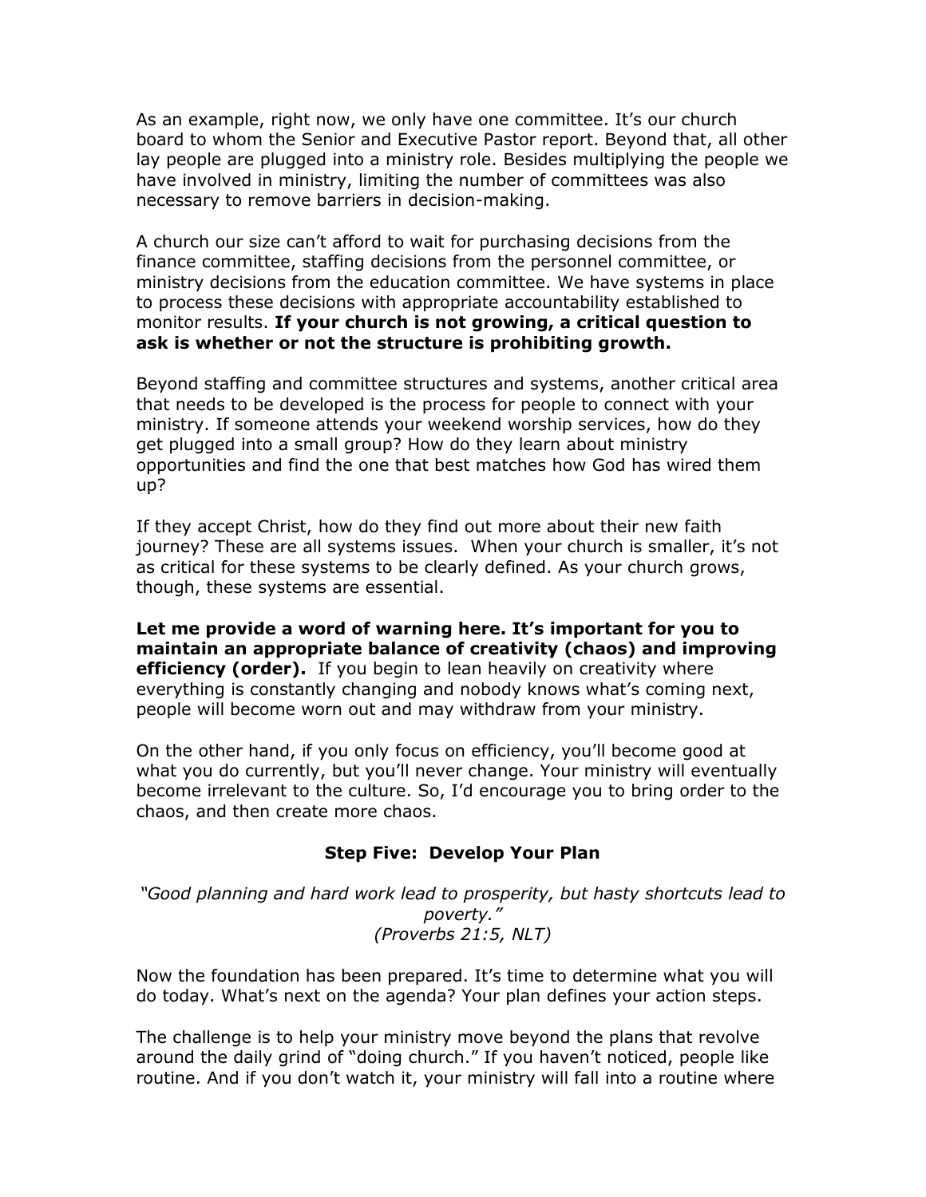As an example, right now, we only have one committee. It's our church board to whom the Senior and Executive Pastor report. Beyond that, all other lay people are plugged into a ministry role. Besides multiplying the people we have involved in ministry, limiting the number of committees was also necessary to remove barriers in decision-making.

A church our size can't afford to wait for purchasing decisions from the finance committee, staffing decisions from the personnel committee, or ministry decisions from the education committee. We have systems in place to process these decisions with appropriate accountability established to monitor results. **If your church is not growing, a critical question to ask is whether or not the structure is prohibiting growth.**

Beyond staffing and committee structures and systems, another critical area that needs to be developed is the process for people to connect with your ministry. If someone attends your weekend worship services, how do they get plugged into a small group? How do they learn about ministry opportunities and find the one that best matches how God has wired them up?

If they accept Christ, how do they find out more about their new faith journey? These are all systems issues. When your church is smaller, it's not as critical for these systems to be clearly defined. As your church grows, though, these systems are essential.

**Let me provide a word of warning here. It's important for you to maintain an appropriate balance of creativity (chaos) and improving efficiency (order).** If you begin to lean heavily on creativity where everything is constantly changing and nobody knows what's coming next, people will become worn out and may withdraw from your ministry.

On the other hand, if you only focus on efficiency, you'll become good at what you do currently, but you'll never change. Your ministry will eventually become irrelevant to the culture. So, I'd encourage you to bring order to the chaos, and then create more chaos.

### Step Five: Develop Your Plan

*"Good planning and hard work lead to prosperity, but hasty shortcuts lead to poverty."*
*(Proverbs 21:5, NLT)*

Now the foundation has been prepared. It's time to determine what you will do today. What's next on the agenda? Your plan defines your action steps.

The challenge is to help your ministry move beyond the plans that revolve around the daily grind of "doing church." If you haven't noticed, people like routine. And if you don't watch it, your ministry will fall into a routine where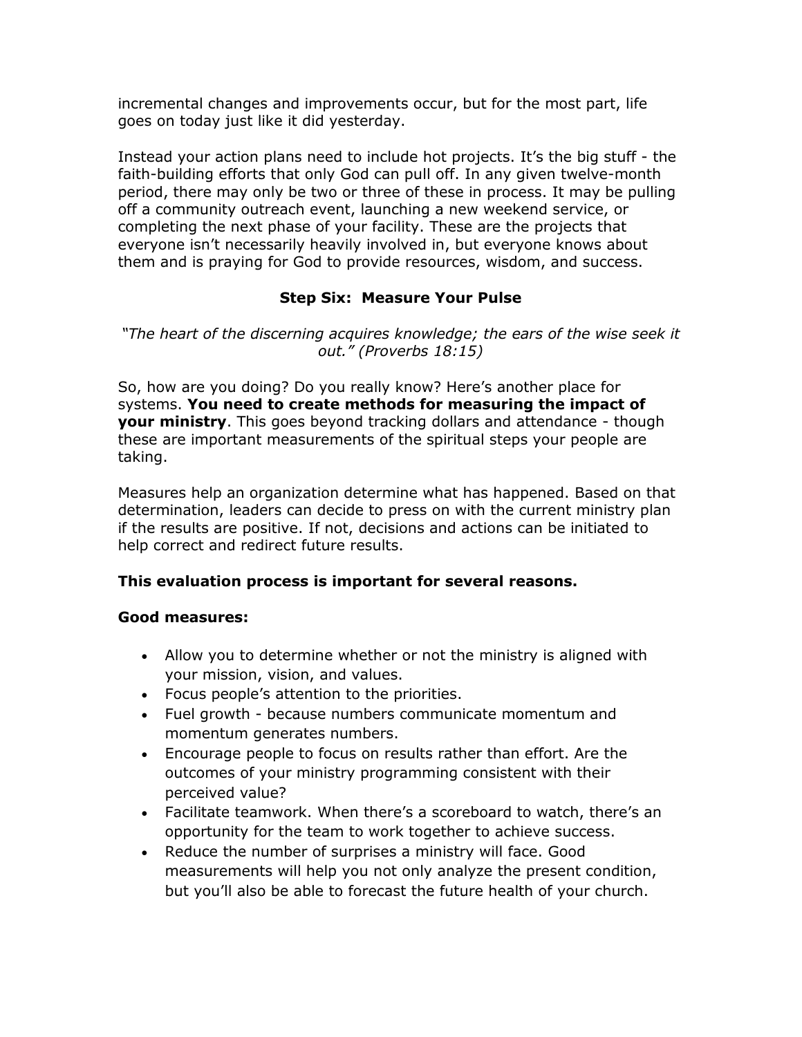incremental changes and improvements occur, but for the most part, life goes on today just like it did yesterday.

Instead your action plans need to include hot projects. It's the big stuff - the faith-building efforts that only God can pull off. In any given twelve-month period, there may only be two or three of these in process. It may be pulling off a community outreach event, launching a new weekend service, or completing the next phase of your facility. These are the projects that everyone isn't necessarily heavily involved in, but everyone knows about them and is praying for God to provide resources, wisdom, and success.

## Step Six: Measure Your Pulse

*"The heart of the discerning acquires knowledge; the ears of the wise seek it out." (Proverbs 18:15)*

So, how are you doing? Do you really know? Here's another place for systems. **You need to create methods for measuring the impact of your ministry**. This goes beyond tracking dollars and attendance - though these are important measurements of the spiritual steps your people are taking.

Measures help an organization determine what has happened. Based on that determination, leaders can decide to press on with the current ministry plan if the results are positive. If not, decisions and actions can be initiated to help correct and redirect future results.

**This evaluation process is important for several reasons.**

**Good measures:**

- Allow you to determine whether or not the ministry is aligned with your mission, vision, and values.
- Focus people's attention to the priorities.
- Fuel growth - because numbers communicate momentum and momentum generates numbers.
- Encourage people to focus on results rather than effort. Are the outcomes of your ministry programming consistent with their perceived value?
- Facilitate teamwork. When there's a scoreboard to watch, there's an opportunity for the team to work together to achieve success.
- Reduce the number of surprises a ministry will face. Good measurements will help you not only analyze the present condition, but you'll also be able to forecast the future health of your church.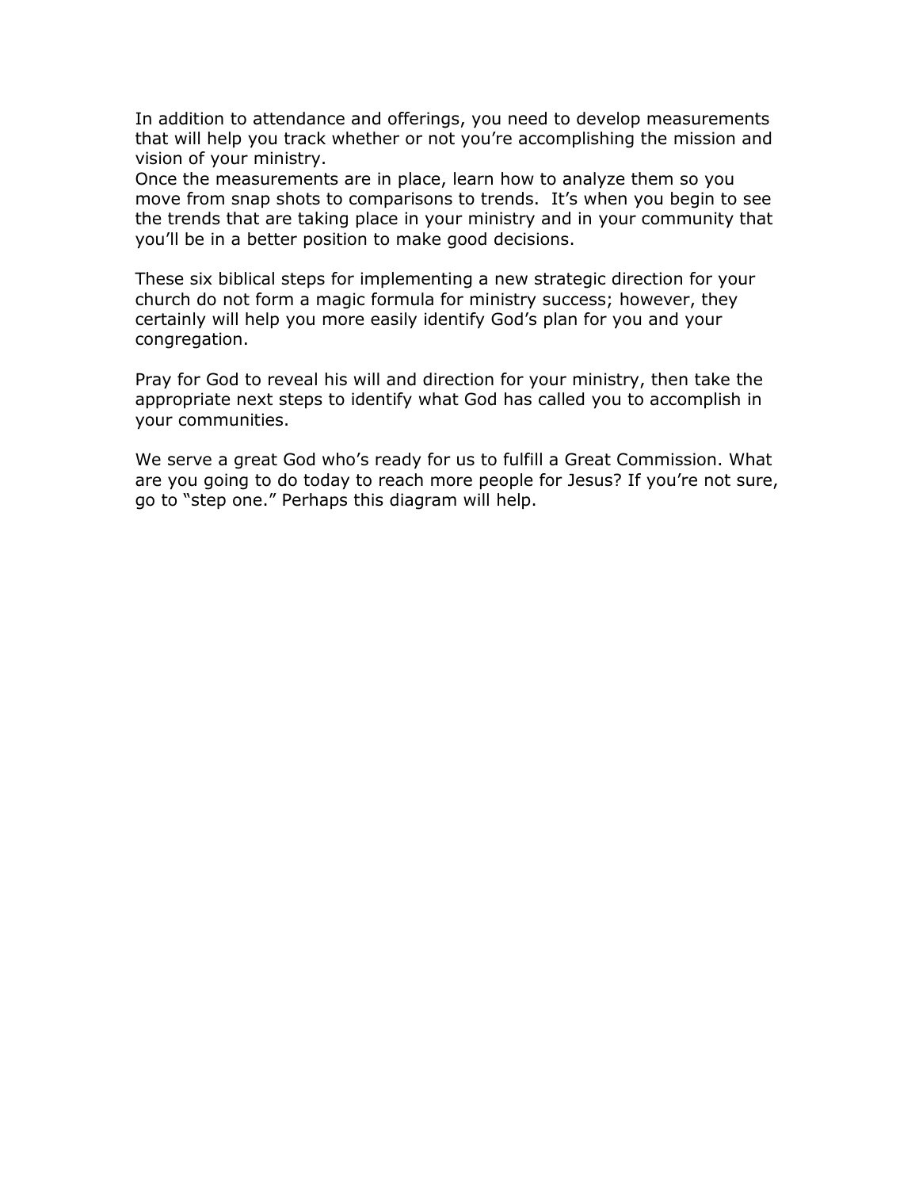In addition to attendance and offerings, you need to develop measurements that will help you track whether or not you're accomplishing the mission and vision of your ministry.
Once the measurements are in place, learn how to analyze them so you move from snap shots to comparisons to trends. It's when you begin to see the trends that are taking place in your ministry and in your community that you'll be in a better position to make good decisions.

These six biblical steps for implementing a new strategic direction for your church do not form a magic formula for ministry success; however, they certainly will help you more easily identify God's plan for you and your congregation.

Pray for God to reveal his will and direction for your ministry, then take the appropriate next steps to identify what God has called you to accomplish in your communities.

We serve a great God who's ready for us to fulfill a Great Commission. What are you going to do today to reach more people for Jesus? If you're not sure, go to "step one." Perhaps this diagram will help.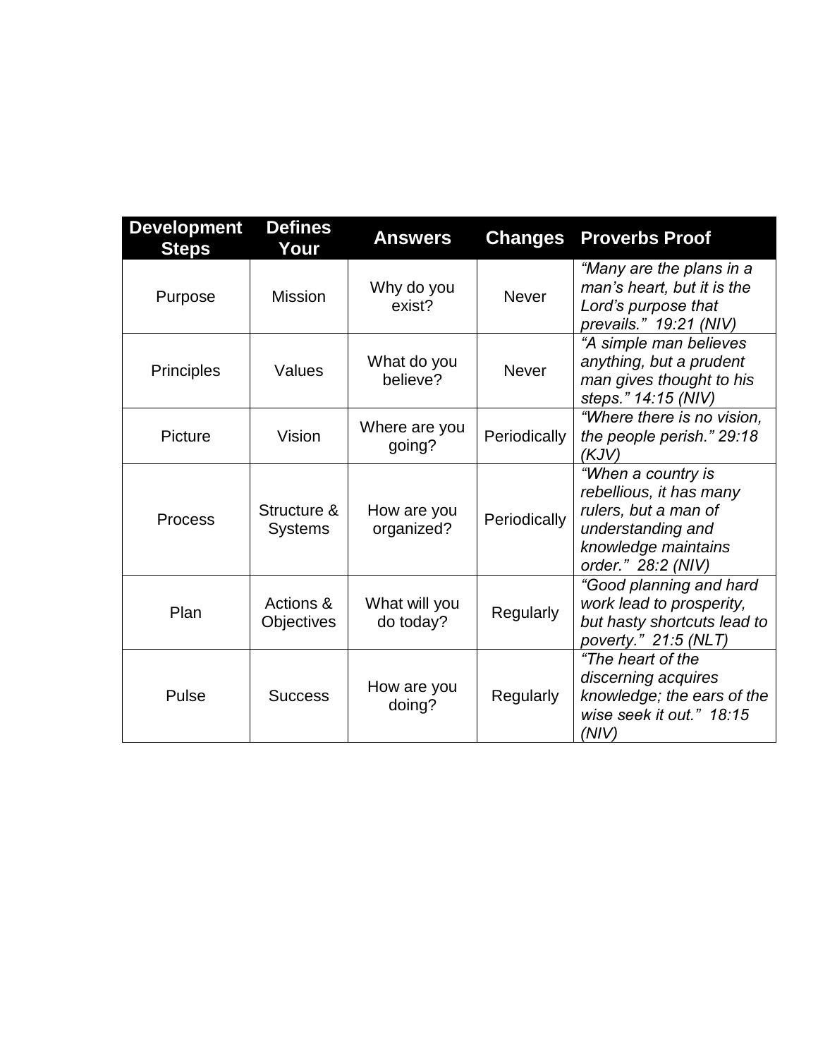| Development Steps | Defines Your | Answers | Changes | Proverbs Proof |
| --- | --- | --- | --- | --- |
| Purpose | Mission | Why do you exist? | Never | *“Many are the plans in a man’s heart, but it is the Lord’s purpose that prevails.” 19:21 (NIV)* |
| Principles | Values | What do you believe? | Never | *“A simple man believes anything, but a prudent man gives thought to his steps.” 14:15 (NIV)* |
| Picture | Vision | Where are you going? | Periodically | *“Where there is no vision, the people perish.” 29:18 (KJV)* |
| Process | Structure & Systems | How are you organized? | Periodically | *“When a country is rebellious, it has many rulers, but a man of understanding and knowledge maintains order.” 28:2 (NIV)* |
| Plan | Actions & Objectives | What will you do today? | Regularly | *“Good planning and hard work lead to prosperity, but hasty shortcuts lead to poverty.” 21:5 (NLT)* |
| Pulse | Success | How are you doing? | Regularly | *“The heart of the discerning acquires knowledge; the ears of the wise seek it out.” 18:15 (NIV)* |